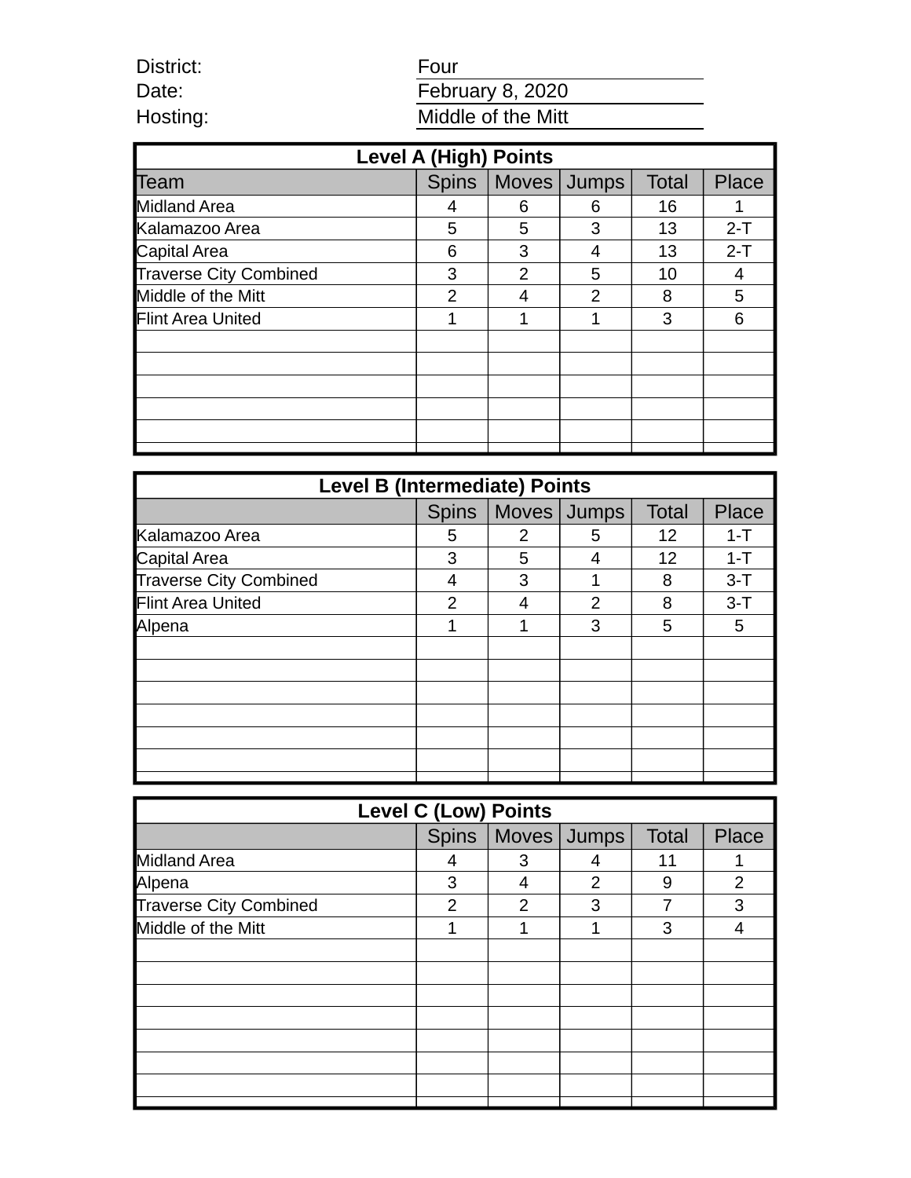District: Four

Date: February 8, 2020

Hosting: Middle of the Mitt

| Level A (High) Points | | | | | |
|---|---|---|---|---|---|
| Team | Spins | Moves | Jumps | Total | Place |
| Midland Area | 4 | 6 | 6 | 16 | 1 |
| Kalamazoo Area | 5 | 5 | 3 | 13 | 2-T |
| Capital Area | 6 | 3 | 4 | 13 | 2-T |
| Traverse City Combined | 3 | 2 | 5 | 10 | 4 |
| Middle of the Mitt | 2 | 4 | 2 | 8 | 5 |
| Flint Area United | 1 | 1 | 1 | 3 | 6 |

| Level B (Intermediate) Points | | | | | |
|---|---|---|---|---|---|
| | Spins | Moves | Jumps | Total | Place |
| Kalamazoo Area | 5 | 2 | 5 | 12 | 1-T |
| Capital Area | 3 | 5 | 4 | 12 | 1-T |
| Traverse City Combined | 4 | 3 | 1 | 8 | 3-T |
| Flint Area United | 2 | 4 | 2 | 8 | 3-T |
| Alpena | 1 | 1 | 3 | 5 | 5 |

| Level C (Low) Points | | | | | |
|---|---|---|---|---|---|
| | Spins | Moves | Jumps | Total | Place |
| Midland Area | 4 | 3 | 4 | 11 | 1 |
| Alpena | 3 | 4 | 2 | 9 | 2 |
| Traverse City Combined | 2 | 2 | 3 | 7 | 3 |
| Middle of the Mitt | 1 | 1 | 1 | 3 | 4 |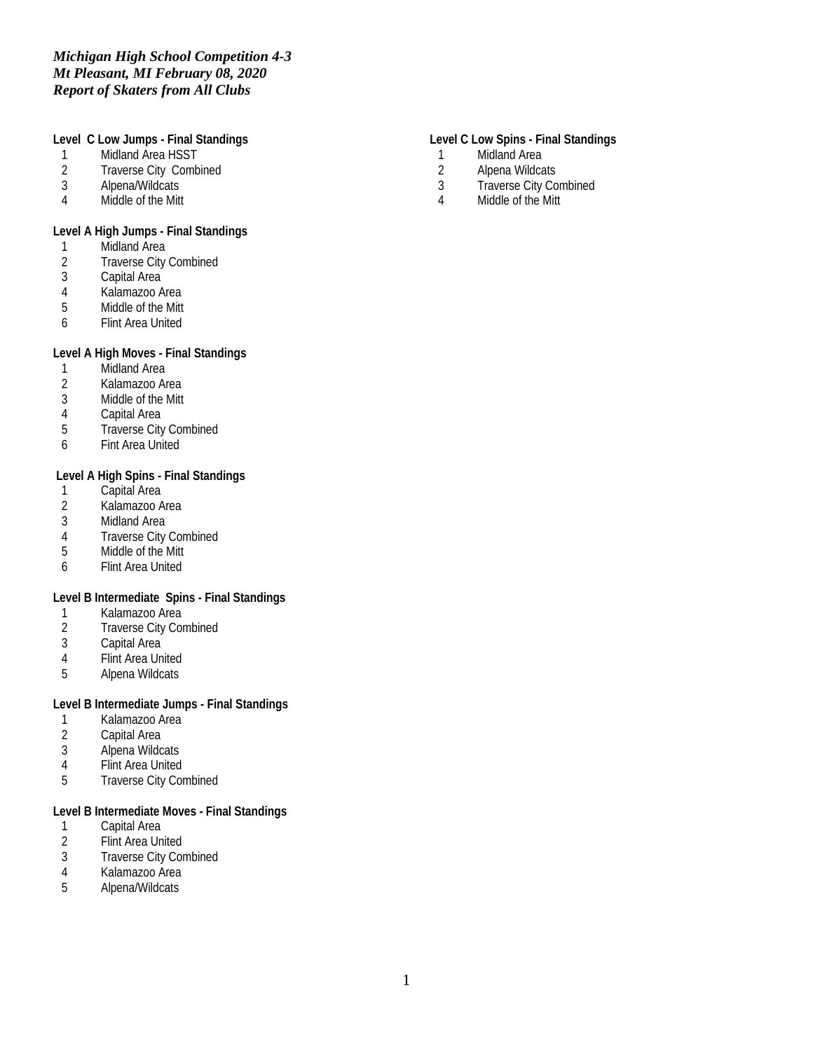*Michigan High School Competition 4-3*
*Mt Pleasant, MI February 08, 2020*
*Report of Skaters from All Clubs*

**Level C Low Jumps - Final Standings**

1 Midland Area HSST
2 Traverse City Combined
3 Alpena/Wildcats
4 Middle of the Mitt

**Level A High Jumps - Final Standings**

1 Midland Area
2 Traverse City Combined
3 Capital Area
4 Kalamazoo Area
5 Middle of the Mitt
6 Flint Area United

**Level A High Moves - Final Standings**

1 Midland Area
2 Kalamazoo Area
3 Middle of the Mitt
4 Capital Area
5 Traverse City Combined
6 Fint Area United

**Level A High Spins - Final Standings**

1 Capital Area
2 Kalamazoo Area
3 Midland Area
4 Traverse City Combined
5 Middle of the Mitt
6 Flint Area United

**Level B Intermediate Spins - Final Standings**

1 Kalamazoo Area
2 Traverse City Combined
3 Capital Area
4 Flint Area United
5 Alpena Wildcats

**Level B Intermediate Jumps - Final Standings**

1 Kalamazoo Area
2 Capital Area
3 Alpena Wildcats
4 Flint Area United
5 Traverse City Combined

**Level B Intermediate Moves - Final Standings**

1 Capital Area
2 Flint Area United
3 Traverse City Combined
4 Kalamazoo Area
5 Alpena/Wildcats

**Level C Low Spins - Final Standings**

1 Midland Area
2 Alpena Wildcats
3 Traverse City Combined
4 Middle of the Mitt